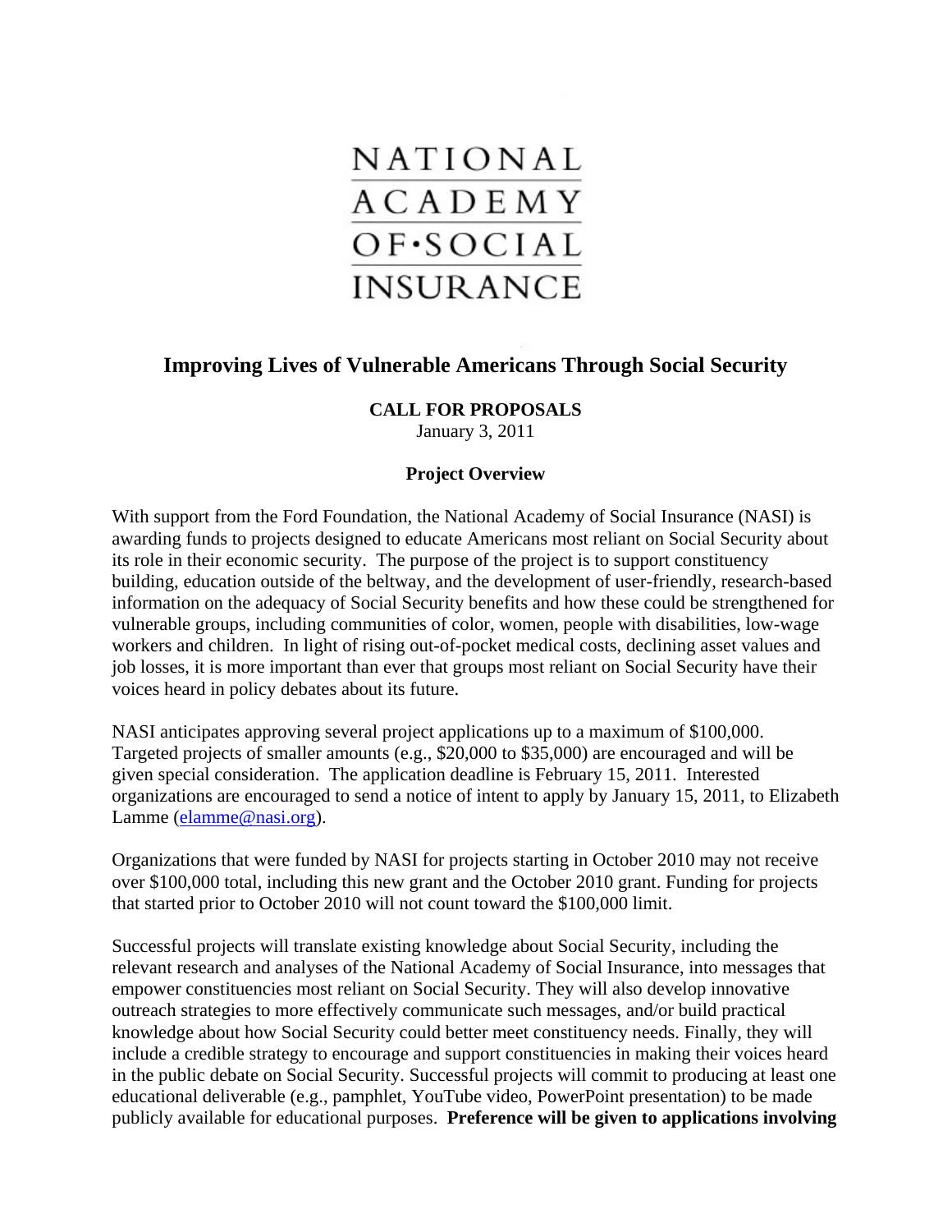NATIONAL ACADEMY OF·SOCIAL INSURANCE

# Improving Lives of Vulnerable Americans Through Social Security

**CALL FOR PROPOSALS**
January 3, 2011

**Project Overview**

With support from the Ford Foundation, the National Academy of Social Insurance (NASI) is awarding funds to projects designed to educate Americans most reliant on Social Security about its role in their economic security. The purpose of the project is to support constituency building, education outside of the beltway, and the development of user-friendly, research-based information on the adequacy of Social Security benefits and how these could be strengthened for vulnerable groups, including communities of color, women, people with disabilities, low-wage workers and children. In light of rising out-of-pocket medical costs, declining asset values and job losses, it is more important than ever that groups most reliant on Social Security have their voices heard in policy debates about its future.

NASI anticipates approving several project applications up to a maximum of $100,000. Targeted projects of smaller amounts (e.g., $20,000 to $35,000) are encouraged and will be given special consideration. The application deadline is February 15, 2011. Interested organizations are encouraged to send a notice of intent to apply by January 15, 2011, to Elizabeth Lamme (elamme@nasi.org).

Organizations that were funded by NASI for projects starting in October 2010 may not receive over $100,000 total, including this new grant and the October 2010 grant. Funding for projects that started prior to October 2010 will not count toward the $100,000 limit.

Successful projects will translate existing knowledge about Social Security, including the relevant research and analyses of the National Academy of Social Insurance, into messages that empower constituencies most reliant on Social Security. They will also develop innovative outreach strategies to more effectively communicate such messages, and/or build practical knowledge about how Social Security could better meet constituency needs. Finally, they will include a credible strategy to encourage and support constituencies in making their voices heard in the public debate on Social Security. Successful projects will commit to producing at least one educational deliverable (e.g., pamphlet, YouTube video, PowerPoint presentation) to be made publicly available for educational purposes. **Preference will be given to applications involving**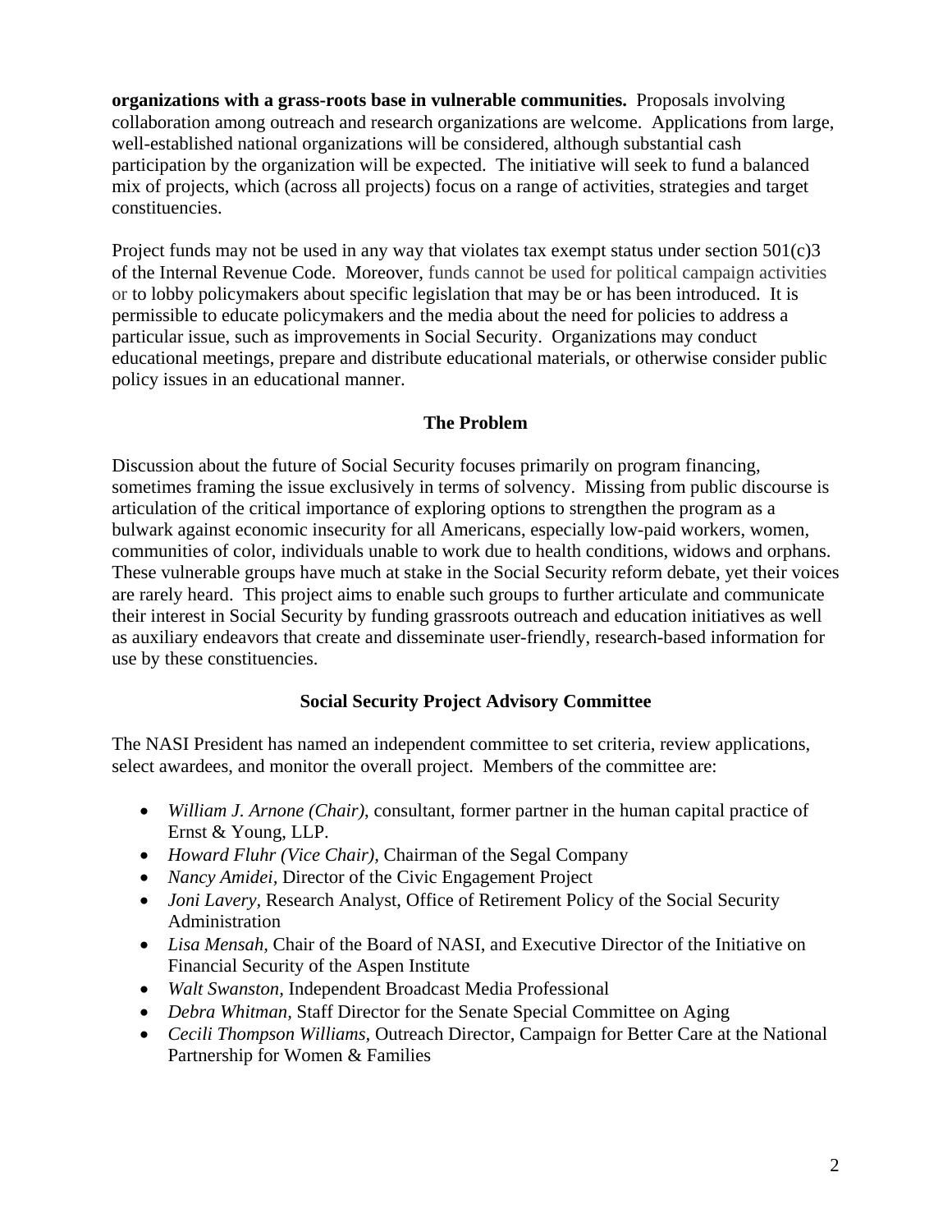**organizations with a grass-roots base in vulnerable communities.** Proposals involving collaboration among outreach and research organizations are welcome. Applications from large, well-established national organizations will be considered, although substantial cash participation by the organization will be expected. The initiative will seek to fund a balanced mix of projects, which (across all projects) focus on a range of activities, strategies and target constituencies.

Project funds may not be used in any way that violates tax exempt status under section 501(c)3 of the Internal Revenue Code. Moreover, funds cannot be used for political campaign activities or to lobby policymakers about specific legislation that may be or has been introduced. It is permissible to educate policymakers and the media about the need for policies to address a particular issue, such as improvements in Social Security. Organizations may conduct educational meetings, prepare and distribute educational materials, or otherwise consider public policy issues in an educational manner.

## The Problem

Discussion about the future of Social Security focuses primarily on program financing, sometimes framing the issue exclusively in terms of solvency. Missing from public discourse is articulation of the critical importance of exploring options to strengthen the program as a bulwark against economic insecurity for all Americans, especially low-paid workers, women, communities of color, individuals unable to work due to health conditions, widows and orphans. These vulnerable groups have much at stake in the Social Security reform debate, yet their voices are rarely heard. This project aims to enable such groups to further articulate and communicate their interest in Social Security by funding grassroots outreach and education initiatives as well as auxiliary endeavors that create and disseminate user-friendly, research-based information for use by these constituencies.

## Social Security Project Advisory Committee

The NASI President has named an independent committee to set criteria, review applications, select awardees, and monitor the overall project. Members of the committee are:

- *William J. Arnone (Chair),* consultant, former partner in the human capital practice of Ernst & Young, LLP.
- *Howard Fluhr (Vice Chair),* Chairman of the Segal Company
- *Nancy Amidei,* Director of the Civic Engagement Project
- *Joni Lavery,* Research Analyst, Office of Retirement Policy of the Social Security Administration
- *Lisa Mensah,* Chair of the Board of NASI, and Executive Director of the Initiative on Financial Security of the Aspen Institute
- *Walt Swanston,* Independent Broadcast Media Professional
- *Debra Whitman,* Staff Director for the Senate Special Committee on Aging
- *Cecili Thompson Williams,* Outreach Director, Campaign for Better Care at the National Partnership for Women & Families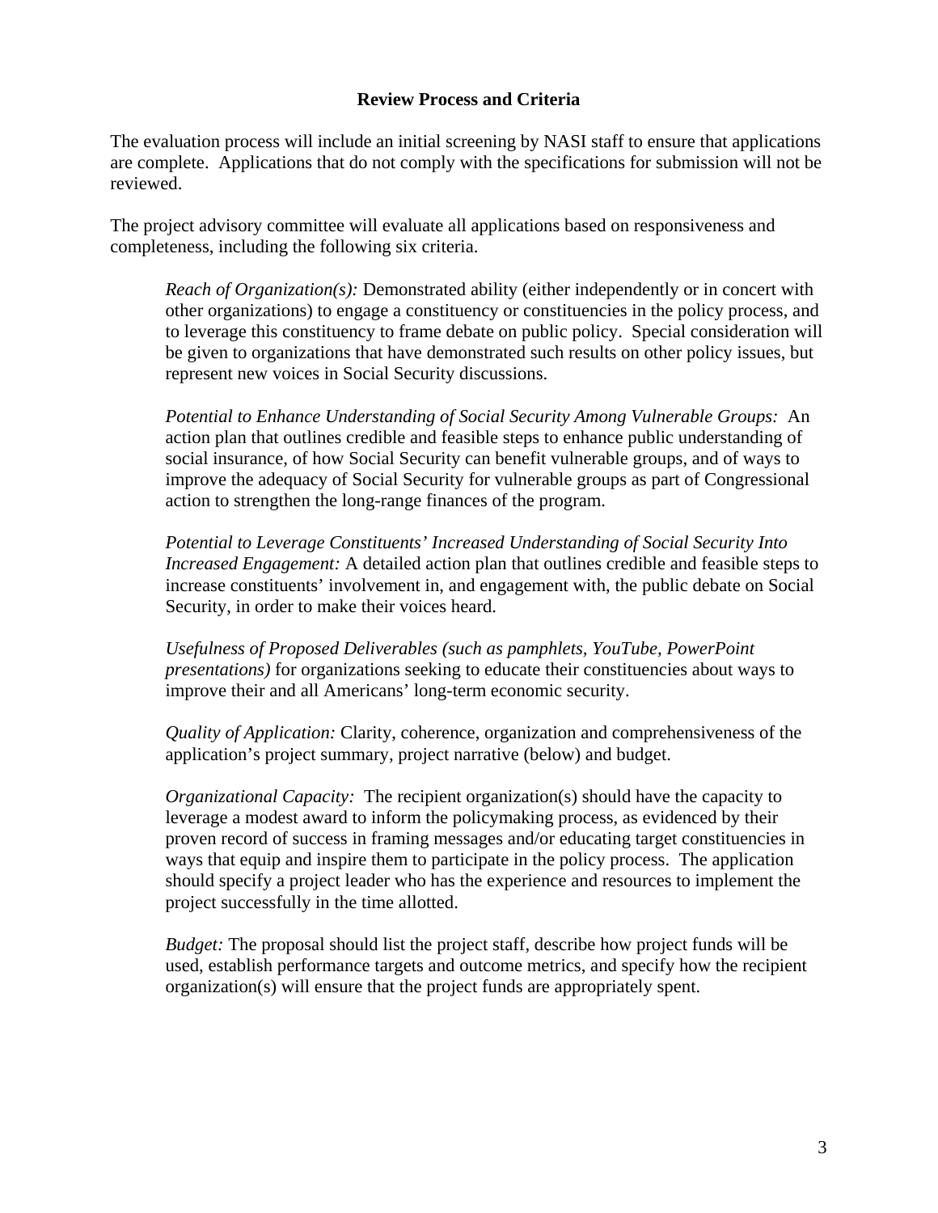## Review Process and Criteria

The evaluation process will include an initial screening by NASI staff to ensure that applications are complete. Applications that do not comply with the specifications for submission will not be reviewed.

The project advisory committee will evaluate all applications based on responsiveness and completeness, including the following six criteria.

*Reach of Organization(s):* Demonstrated ability (either independently or in concert with other organizations) to engage a constituency or constituencies in the policy process, and to leverage this constituency to frame debate on public policy. Special consideration will be given to organizations that have demonstrated such results on other policy issues, but represent new voices in Social Security discussions.

*Potential to Enhance Understanding of Social Security Among Vulnerable Groups:* An action plan that outlines credible and feasible steps to enhance public understanding of social insurance, of how Social Security can benefit vulnerable groups, and of ways to improve the adequacy of Social Security for vulnerable groups as part of Congressional action to strengthen the long-range finances of the program.

*Potential to Leverage Constituents' Increased Understanding of Social Security Into Increased Engagement:* A detailed action plan that outlines credible and feasible steps to increase constituents' involvement in, and engagement with, the public debate on Social Security, in order to make their voices heard.

*Usefulness of Proposed Deliverables (such as pamphlets, YouTube, PowerPoint presentations)* for organizations seeking to educate their constituencies about ways to improve their and all Americans' long-term economic security.

*Quality of Application:* Clarity, coherence, organization and comprehensiveness of the application's project summary, project narrative (below) and budget.

*Organizational Capacity:* The recipient organization(s) should have the capacity to leverage a modest award to inform the policymaking process, as evidenced by their proven record of success in framing messages and/or educating target constituencies in ways that equip and inspire them to participate in the policy process. The application should specify a project leader who has the experience and resources to implement the project successfully in the time allotted.

*Budget:* The proposal should list the project staff, describe how project funds will be used, establish performance targets and outcome metrics, and specify how the recipient organization(s) will ensure that the project funds are appropriately spent.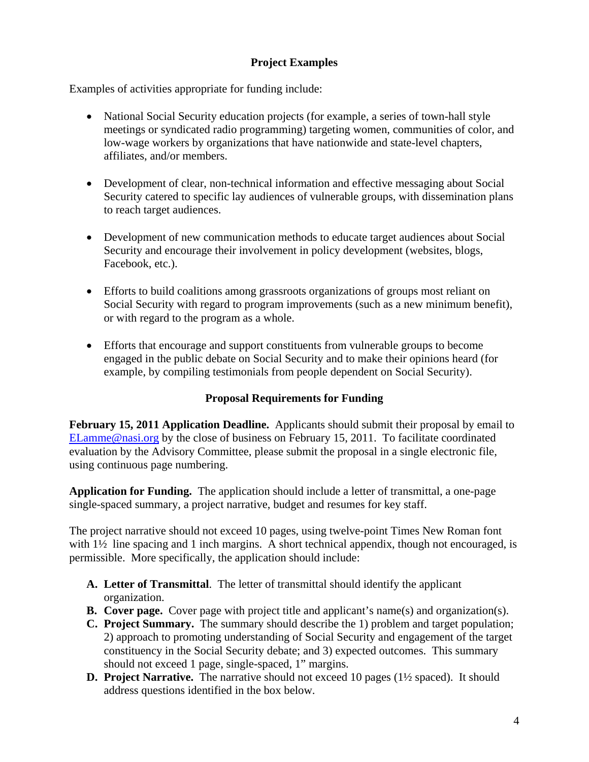## Project Examples

Examples of activities appropriate for funding include:

- National Social Security education projects (for example, a series of town-hall style meetings or syndicated radio programming) targeting women, communities of color, and low-wage workers by organizations that have nationwide and state-level chapters, affiliates, and/or members.

- Development of clear, non-technical information and effective messaging about Social Security catered to specific lay audiences of vulnerable groups, with dissemination plans to reach target audiences.

- Development of new communication methods to educate target audiences about Social Security and encourage their involvement in policy development (websites, blogs, Facebook, etc.).

- Efforts to build coalitions among grassroots organizations of groups most reliant on Social Security with regard to program improvements (such as a new minimum benefit), or with regard to the program as a whole.

- Efforts that encourage and support constituents from vulnerable groups to become engaged in the public debate on Social Security and to make their opinions heard (for example, by compiling testimonials from people dependent on Social Security).

## Proposal Requirements for Funding

**February 15, 2011 Application Deadline.** Applicants should submit their proposal by email to ELamme@nasi.org by the close of business on February 15, 2011. To facilitate coordinated evaluation by the Advisory Committee, please submit the proposal in a single electronic file, using continuous page numbering.

**Application for Funding.** The application should include a letter of transmittal, a one-page single-spaced summary, a project narrative, budget and resumes for key staff.

The project narrative should not exceed 10 pages, using twelve-point Times New Roman font with 1½ line spacing and 1 inch margins. A short technical appendix, though not encouraged, is permissible. More specifically, the application should include:

- **A. Letter of Transmittal**. The letter of transmittal should identify the applicant organization.
- **B. Cover page.** Cover page with project title and applicant's name(s) and organization(s).
- **C. Project Summary.** The summary should describe the 1) problem and target population; 2) approach to promoting understanding of Social Security and engagement of the target constituency in the Social Security debate; and 3) expected outcomes. This summary should not exceed 1 page, single-spaced, 1" margins.
- **D. Project Narrative.** The narrative should not exceed 10 pages (1½ spaced). It should address questions identified in the box below.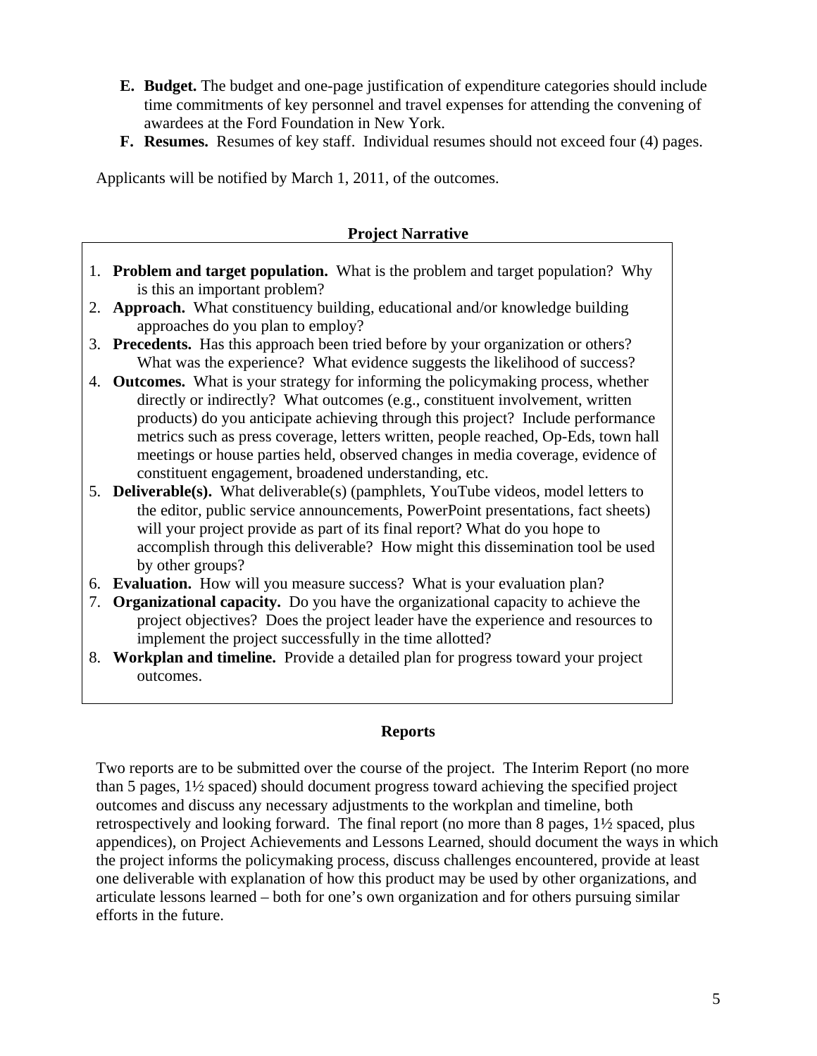- **E. Budget.** The budget and one-page justification of expenditure categories should include time commitments of key personnel and travel expenses for attending the convening of awardees at the Ford Foundation in New York.
- **F. Resumes.** Resumes of key staff. Individual resumes should not exceed four (4) pages.

Applicants will be notified by March 1, 2011, of the outcomes.

## Project Narrative

1. **Problem and target population.** What is the problem and target population? Why is this an important problem?
2. **Approach.** What constituency building, educational and/or knowledge building approaches do you plan to employ?
3. **Precedents.** Has this approach been tried before by your organization or others? What was the experience? What evidence suggests the likelihood of success?
4. **Outcomes.** What is your strategy for informing the policymaking process, whether directly or indirectly? What outcomes (e.g., constituent involvement, written products) do you anticipate achieving through this project? Include performance metrics such as press coverage, letters written, people reached, Op-Eds, town hall meetings or house parties held, observed changes in media coverage, evidence of constituent engagement, broadened understanding, etc.
5. **Deliverable(s).** What deliverable(s) (pamphlets, YouTube videos, model letters to the editor, public service announcements, PowerPoint presentations, fact sheets) will your project provide as part of its final report? What do you hope to accomplish through this deliverable? How might this dissemination tool be used by other groups?
6. **Evaluation.** How will you measure success? What is your evaluation plan?
7. **Organizational capacity.** Do you have the organizational capacity to achieve the project objectives? Does the project leader have the experience and resources to implement the project successfully in the time allotted?
8. **Workplan and timeline.** Provide a detailed plan for progress toward your project outcomes.

## Reports

Two reports are to be submitted over the course of the project. The Interim Report (no more than 5 pages, 1½ spaced) should document progress toward achieving the specified project outcomes and discuss any necessary adjustments to the workplan and timeline, both retrospectively and looking forward. The final report (no more than 8 pages, 1½ spaced, plus appendices), on Project Achievements and Lessons Learned, should document the ways in which the project informs the policymaking process, discuss challenges encountered, provide at least one deliverable with explanation of how this product may be used by other organizations, and articulate lessons learned – both for one's own organization and for others pursuing similar efforts in the future.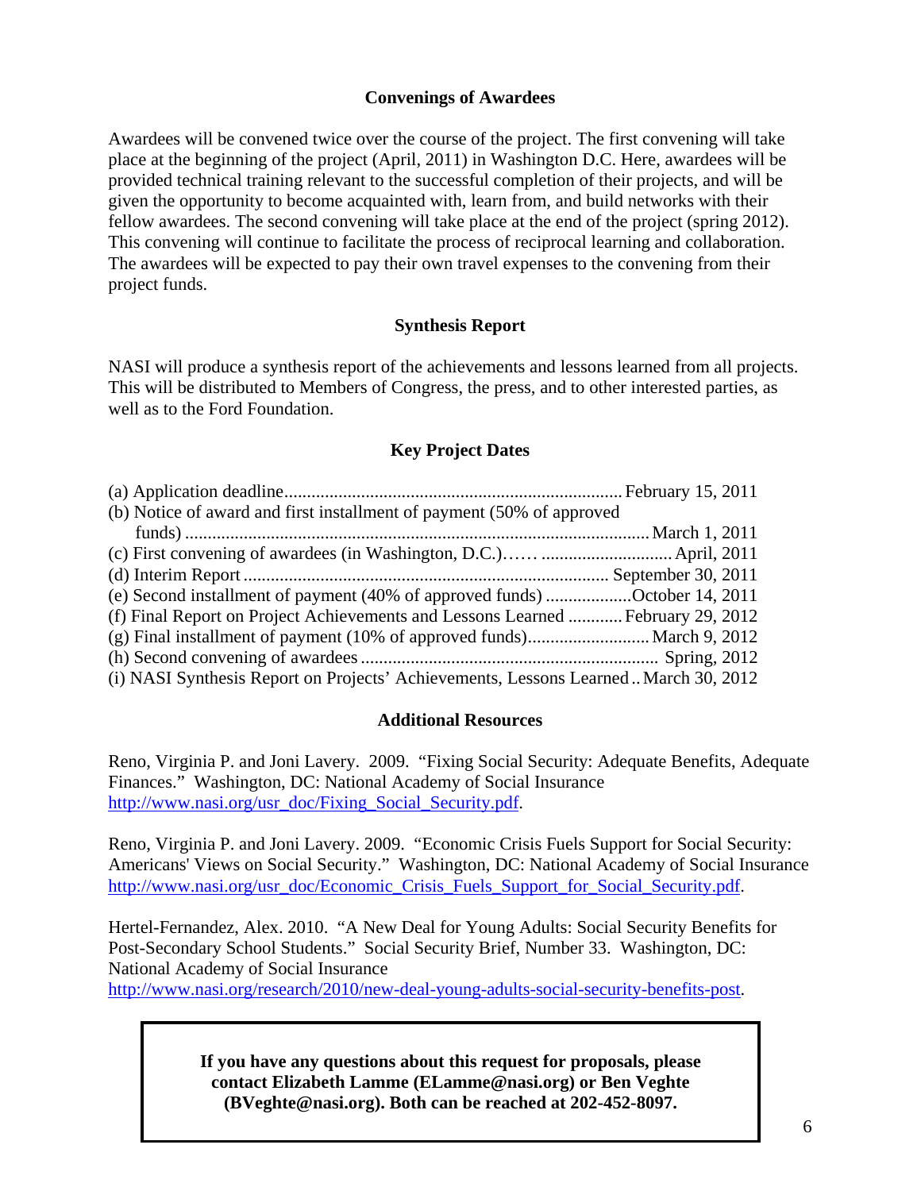### Convenings of Awardees

Awardees will be convened twice over the course of the project. The first convening will take place at the beginning of the project (April, 2011) in Washington D.C. Here, awardees will be provided technical training relevant to the successful completion of their projects, and will be given the opportunity to become acquainted with, learn from, and build networks with their fellow awardees. The second convening will take place at the end of the project (spring 2012). This convening will continue to facilitate the process of reciprocal learning and collaboration. The awardees will be expected to pay their own travel expenses to the convening from their project funds.

### Synthesis Report

NASI will produce a synthesis report of the achievements and lessons learned from all projects. This will be distributed to Members of Congress, the press, and to other interested parties, as well as to the Ford Foundation.

### Key Project Dates

(a) Application deadline.......................................................................... February 15, 2011
(b) Notice of award and first installment of payment (50% of approved funds) ..................................................................................................... March 1, 2011
(c) First convening of awardees (in Washington, D.C.)…… ............................ April, 2011
(d) Interim Report ................................................................................ September 30, 2011
(e) Second installment of payment (40% of approved funds) ...................October 14, 2011
(f) Final Report on Project Achievements and Lessons Learned ............ February 29, 2012
(g) Final installment of payment (10% of approved funds)........................... March 9, 2012
(h) Second convening of awardees ................................................................. Spring, 2012
(i) NASI Synthesis Report on Projects' Achievements, Lessons Learned .. March 30, 2012

### Additional Resources

Reno, Virginia P. and Joni Lavery. 2009. "Fixing Social Security: Adequate Benefits, Adequate Finances." Washington, DC: National Academy of Social Insurance http://www.nasi.org/usr_doc/Fixing_Social_Security.pdf.

Reno, Virginia P. and Joni Lavery. 2009. "Economic Crisis Fuels Support for Social Security: Americans' Views on Social Security." Washington, DC: National Academy of Social Insurance http://www.nasi.org/usr_doc/Economic_Crisis_Fuels_Support_for_Social_Security.pdf.

Hertel-Fernandez, Alex. 2010. "A New Deal for Young Adults: Social Security Benefits for Post-Secondary School Students." Social Security Brief, Number 33. Washington, DC: National Academy of Social Insurance http://www.nasi.org/research/2010/new-deal-young-adults-social-security-benefits-post.

**If you have any questions about this request for proposals, please contact Elizabeth Lamme (ELamme@nasi.org) or Ben Veghte (BVeghte@nasi.org). Both can be reached at 202-452-8097.**